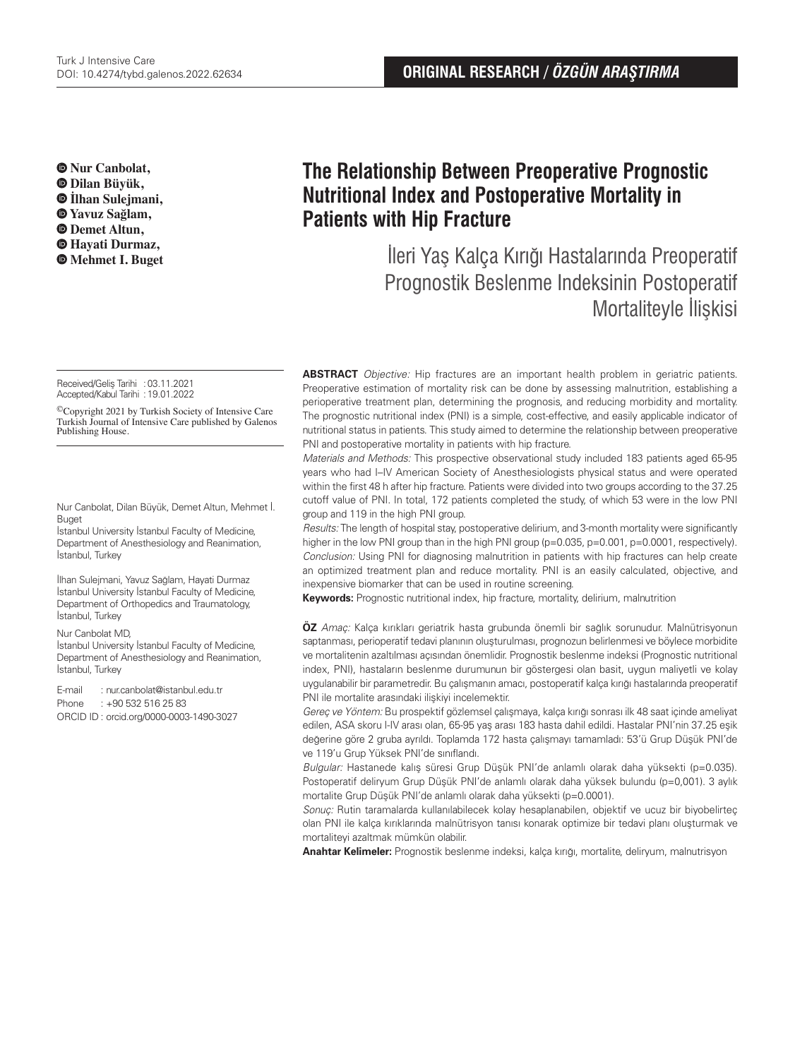ORIGINAL RESEARCH / *ÖZGÜN ARAŞTIRMA*

**Nur Canbolat, Dilan Büyük, İlhan Sulejmani, Yavuz Sağlam, Demet Altun, Hayati Durmaz, Mehmet I. Buget**

# The Relationship Between Preoperative Prognostic Nutritional Index and Postoperative Mortality in Patients with Hip Fracture

## İleri Yaş Kalça Kırığı Hastalarında Preoperatif Prognostik Beslenme Indeksinin Postoperatif Mortaliteyle İlişkisi

Received/Geliş Tarihi : 03.11.2021
Accepted/Kabul Tarihi : 19.01.2022

©Copyright 2021 by Turkish Society of Intensive Care
Turkish Journal of Intensive Care published by Galenos Publishing House.

Nur Canbolat, Dilan Büyük, Demet Altun, Mehmet İ. Buget
İstanbul University İstanbul Faculty of Medicine, Department of Anesthesiology and Reanimation, İstanbul, Turkey

İlhan Sulejmani, Yavuz Sağlam, Hayati Durmaz
İstanbul University İstanbul Faculty of Medicine, Department of Orthopedics and Traumatology, İstanbul, Turkey

Nur Canbolat MD,
İstanbul University İstanbul Faculty of Medicine, Department of Anesthesiology and Reanimation, İstanbul, Turkey

E-mail : nur.canbolat@istanbul.edu.tr
Phone : +90 532 516 25 83
ORCID ID : orcid.org/0000-0003-1490-3027

**ABSTRACT** *Objective:* Hip fractures are an important health problem in geriatric patients. Preoperative estimation of mortality risk can be done by assessing malnutrition, establishing a perioperative treatment plan, determining the prognosis, and reducing morbidity and mortality. The prognostic nutritional index (PNI) is a simple, cost-effective, and easily applicable indicator of nutritional status in patients. This study aimed to determine the relationship between preoperative PNI and postoperative mortality in patients with hip fracture.

*Materials and Methods:* This prospective observational study included 183 patients aged 65-95 years who had I–IV American Society of Anesthesiologists physical status and were operated within the first 48 h after hip fracture. Patients were divided into two groups according to the 37.25 cutoff value of PNI. In total, 172 patients completed the study, of which 53 were in the low PNI group and 119 in the high PNI group.

*Results:* The length of hospital stay, postoperative delirium, and 3-month mortality were significantly higher in the low PNI group than in the high PNI group (p=0.035, p=0.001, p=0.0001, respectively).

*Conclusion:* Using PNI for diagnosing malnutrition in patients with hip fractures can help create an optimized treatment plan and reduce mortality. PNI is an easily calculated, objective, and inexpensive biomarker that can be used in routine screening.

**Keywords:** Prognostic nutritional index, hip fracture, mortality, delirium, malnutrition

**ÖZ** *Amaç:* Kalça kırıkları geriatrik hasta grubunda önemli bir sağlık sorunudur. Malnütrisyonun saptanması, perioperatif tedavi planının oluşturulması, prognozun belirlenmesi ve böylece morbidite ve mortalitenin azaltılması açısından önemlidir. Prognostik beslenme indeksi (Prognostic nutritional index, PNI), hastaların beslenme durumunun bir göstergesi olan basit, uygun maliyetli ve kolay uygulanabilir bir parametredir. Bu çalışmanın amacı, postoperatif kalça kırığı hastalarında preoperatif PNI ile mortalite arasındaki ilişkiyi incelemektir.

*Gereç ve Yöntem:* Bu prospektif gözlemsel çalışmaya, kalça kırığı sonrası ilk 48 saat içinde ameliyat edilen, ASA skoru I-IV arası olan, 65-95 yaş arası 183 hasta dahil edildi. Hastalar PNI'nin 37.25 eşik değerine göre 2 gruba ayrıldı. Toplamda 172 hasta çalışmayı tamamladı: 53'ü Grup Düşük PNI'de ve 119'u Grup Yüksek PNI'de sınıflandı.

*Bulgular:* Hastanede kalış süresi Grup Düşük PNI'de anlamlı olarak daha yüksekti (p=0.035). Postoperatif deliryum Grup Düşük PNI'de anlamlı olarak daha yüksek bulundu (p=0,001). 3 aylık mortalite Grup Düşük PNI'de anlamlı olarak daha yüksekti (p=0.0001).

*Sonuç:* Rutin taramalarda kullanılabilecek kolay hesaplanabilen, objektif ve ucuz bir biyobelirteç olan PNI ile kalça kırıklarında malnütrisyon tanısı konarak optimize bir tedavi planı oluşturmak ve mortaliteyi azaltmak mümkün olabilir.

**Anahtar Kelimeler:** Prognostik beslenme indeksi, kalça kırığı, mortalite, deliryum, malnutrisyon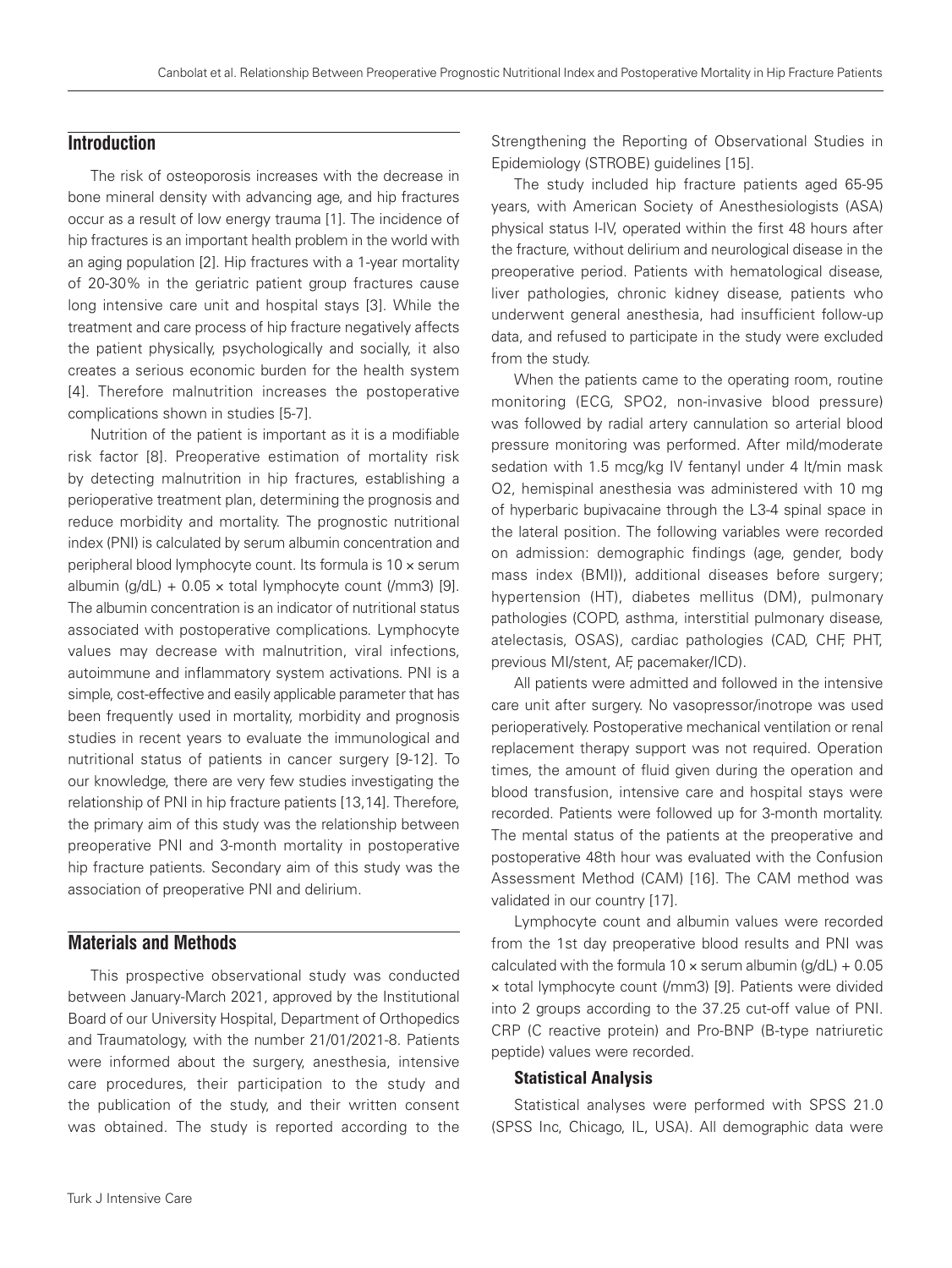## Introduction

The risk of osteoporosis increases with the decrease in bone mineral density with advancing age, and hip fractures occur as a result of low energy trauma [1]. The incidence of hip fractures is an important health problem in the world with an aging population [2]. Hip fractures with a 1-year mortality of 20-30% in the geriatric patient group fractures cause long intensive care unit and hospital stays [3]. While the treatment and care process of hip fracture negatively affects the patient physically, psychologically and socially, it also creates a serious economic burden for the health system [4]. Therefore malnutrition increases the postoperative complications shown in studies [5-7].

Nutrition of the patient is important as it is a modifiable risk factor [8]. Preoperative estimation of mortality risk by detecting malnutrition in hip fractures, establishing a perioperative treatment plan, determining the prognosis and reduce morbidity and mortality. The prognostic nutritional index (PNI) is calculated by serum albumin concentration and peripheral blood lymphocyte count. Its formula is $10 \times$ serum albumin (g/dL) + $0.05 \times$ total lymphocyte count (/mm3) [9]. The albumin concentration is an indicator of nutritional status associated with postoperative complications. Lymphocyte values may decrease with malnutrition, viral infections, autoimmune and inflammatory system activations. PNI is a simple, cost-effective and easily applicable parameter that has been frequently used in mortality, morbidity and prognosis studies in recent years to evaluate the immunological and nutritional status of patients in cancer surgery [9-12]. To our knowledge, there are very few studies investigating the relationship of PNI in hip fracture patients [13,14]. Therefore, the primary aim of this study was the relationship between preoperative PNI and 3-month mortality in postoperative hip fracture patients. Secondary aim of this study was the association of preoperative PNI and delirium.

## Materials and Methods

This prospective observational study was conducted between January-March 2021, approved by the Institutional Board of our University Hospital, Department of Orthopedics and Traumatology, with the number 21/01/2021-8. Patients were informed about the surgery, anesthesia, intensive care procedures, their participation to the study and the publication of the study, and their written consent was obtained. The study is reported according to the Strengthening the Reporting of Observational Studies in Epidemiology (STROBE) guidelines [15].

The study included hip fracture patients aged 65-95 years, with American Society of Anesthesiologists (ASA) physical status I-IV, operated within the first 48 hours after the fracture, without delirium and neurological disease in the preoperative period. Patients with hematological disease, liver pathologies, chronic kidney disease, patients who underwent general anesthesia, had insufficient follow-up data, and refused to participate in the study were excluded from the study.

When the patients came to the operating room, routine monitoring (ECG, SPO2, non-invasive blood pressure) was followed by radial artery cannulation so arterial blood pressure monitoring was performed. After mild/moderate sedation with 1.5 mcg/kg IV fentanyl under 4 lt/min mask O2, hemispinal anesthesia was administered with 10 mg of hyperbaric bupivacaine through the L3-4 spinal space in the lateral position. The following variables were recorded on admission: demographic findings (age, gender, body mass index (BMI)), additional diseases before surgery; hypertension (HT), diabetes mellitus (DM), pulmonary pathologies (COPD, asthma, interstitial pulmonary disease, atelectasis, OSAS), cardiac pathologies (CAD, CHF, PHT, previous MI/stent, AF, pacemaker/ICD).

All patients were admitted and followed in the intensive care unit after surgery. No vasopressor/inotrope was used perioperatively. Postoperative mechanical ventilation or renal replacement therapy support was not required. Operation times, the amount of fluid given during the operation and blood transfusion, intensive care and hospital stays were recorded. Patients were followed up for 3-month mortality. The mental status of the patients at the preoperative and postoperative 48th hour was evaluated with the Confusion Assessment Method (CAM) [16]. The CAM method was validated in our country [17].

Lymphocyte count and albumin values were recorded from the 1st day preoperative blood results and PNI was calculated with the formula $10 \times$ serum albumin (g/dL) + $0.05 \times$ total lymphocyte count (/mm3) [9]. Patients were divided into 2 groups according to the 37.25 cut-off value of PNI. CRP (C reactive protein) and Pro-BNP (B-type natriuretic peptide) values were recorded.

### Statistical Analysis

Statistical analyses were performed with SPSS 21.0 (SPSS Inc, Chicago, IL, USA). All demographic data were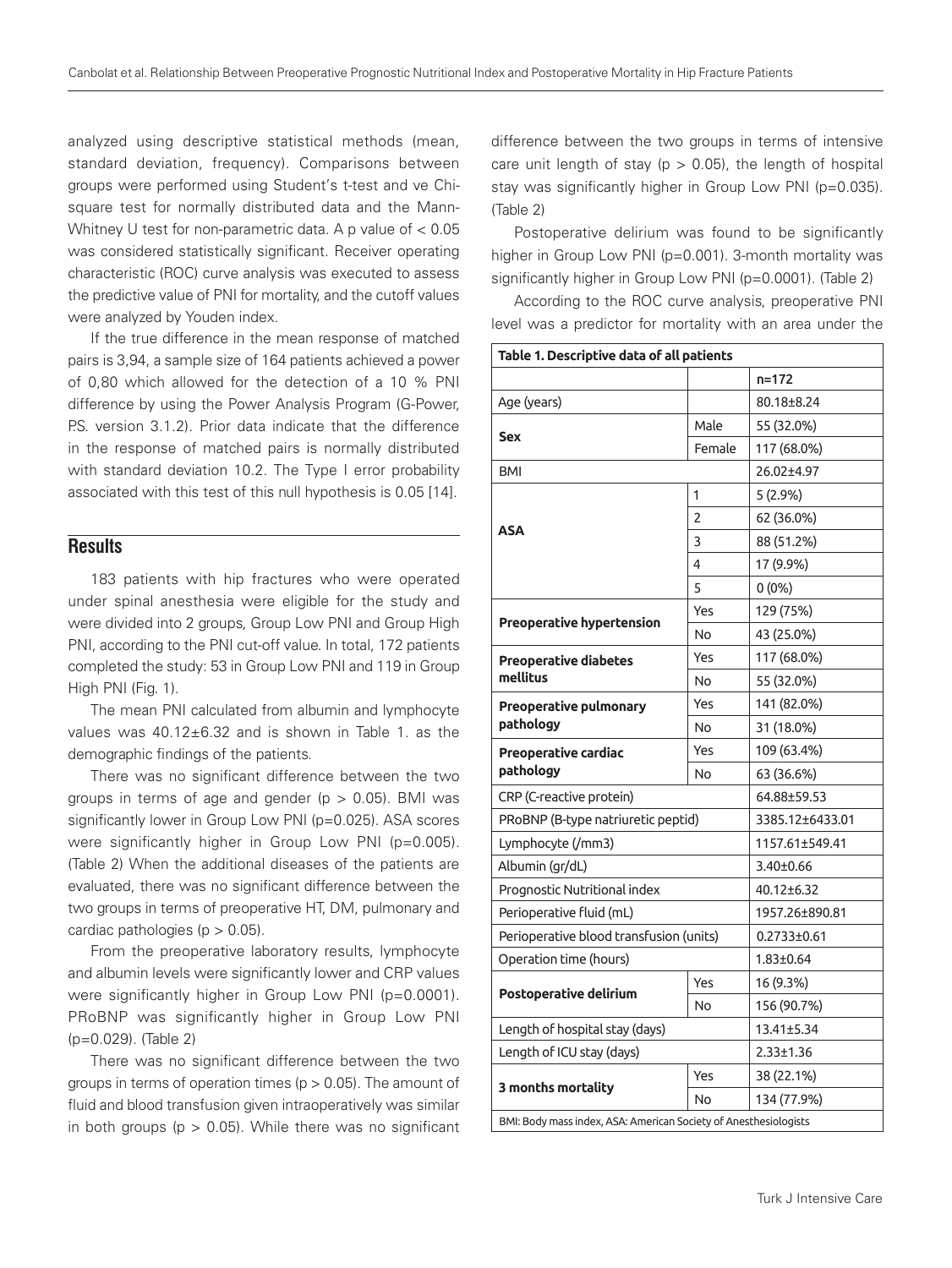analyzed using descriptive statistical methods (mean, standard deviation, frequency). Comparisons between groups were performed using Student's t-test and ve Chi-square test for normally distributed data and the Mann-Whitney U test for non-parametric data. A p value of < 0.05 was considered statistically significant. Receiver operating characteristic (ROC) curve analysis was executed to assess the predictive value of PNI for mortality, and the cutoff values were analyzed by Youden index.

If the true difference in the mean response of matched pairs is 3,94, a sample size of 164 patients achieved a power of 0,80 which allowed for the detection of a 10 % PNI difference by using the Power Analysis Program (G-Power, P.S. version 3.1.2). Prior data indicate that the difference in the response of matched pairs is normally distributed with standard deviation 10.2. The Type I error probability associated with this test of this null hypothesis is 0.05 [14].

## Results

183 patients with hip fractures who were operated under spinal anesthesia were eligible for the study and were divided into 2 groups, Group Low PNI and Group High PNI, according to the PNI cut-off value. In total, 172 patients completed the study: 53 in Group Low PNI and 119 in Group High PNI (Fig. 1).

The mean PNI calculated from albumin and lymphocyte values was 40.12±6.32 and is shown in Table 1. as the demographic findings of the patients.

There was no significant difference between the two groups in terms of age and gender (p > 0.05). BMI was significantly lower in Group Low PNI (p=0.025). ASA scores were significantly higher in Group Low PNI (p=0.005). (Table 2) When the additional diseases of the patients are evaluated, there was no significant difference between the two groups in terms of preoperative HT, DM, pulmonary and cardiac pathologies (p > 0.05).

From the preoperative laboratory results, lymphocyte and albumin levels were significantly lower and CRP values were significantly higher in Group Low PNI (p=0.0001). PRoBNP was significantly higher in Group Low PNI (p=0.029). (Table 2)

There was no significant difference between the two groups in terms of operation times (p > 0.05). The amount of fluid and blood transfusion given intraoperatively was similar in both groups (p > 0.05). While there was no significant difference between the two groups in terms of intensive care unit length of stay (p > 0.05), the length of hospital stay was significantly higher in Group Low PNI (p=0.035). (Table 2)

Postoperative delirium was found to be significantly higher in Group Low PNI (p=0.001). 3-month mortality was significantly higher in Group Low PNI (p=0.0001). (Table 2)

According to the ROC curve analysis, preoperative PNI level was a predictor for mortality with an area under the

**Table 1. Descriptive data of all patients**

| | | n=172 |
|---|---|---|
| Age (years) | | 80.18±8.24 |
| **Sex** | Male | 55 (32.0%) |
| | Female | 117 (68.0%) |
| BMI | | 26.02±4.97 |
| **ASA** | 1 | 5 (2.9%) |
| | 2 | 62 (36.0%) |
| | 3 | 88 (51.2%) |
| | 4 | 17 (9.9%) |
| | 5 | 0 (0%) |
| **Preoperative hypertension** | Yes | 129 (75%) |
| | No | 43 (25.0%) |
| **Preoperative diabetes mellitus** | Yes | 117 (68.0%) |
| | No | 55 (32.0%) |
| **Preoperative pulmonary pathology** | Yes | 141 (82.0%) |
| | No | 31 (18.0%) |
| **Preoperative cardiac pathology** | Yes | 109 (63.4%) |
| | No | 63 (36.6%) |
| CRP (C-reactive protein) | | 64.88±59.53 |
| PRoBNP (B-type natriuretic peptid) | | 3385.12±6433.01 |
| Lymphocyte (/mm3) | | 1157.61±549.41 |
| Albumin (gr/dL) | | 3.40±0.66 |
| Prognostic Nutritional index | | 40.12±6.32 |
| Perioperative fluid (mL) | | 1957.26±890.81 |
| Perioperative blood transfusion (units) | | 0.2733±0.61 |
| Operation time (hours) | | 1.83±0.64 |
| **Postoperative delirium** | Yes | 16 (9.3%) |
| | No | 156 (90.7%) |
| Length of hospital stay (days) | | 13.41±5.34 |
| Length of ICU stay (days) | | 2.33±1.36 |
| **3 months mortality** | Yes | 38 (22.1%) |
| | No | 134 (77.9%) |

BMI: Body mass index, ASA: American Society of Anesthesiologists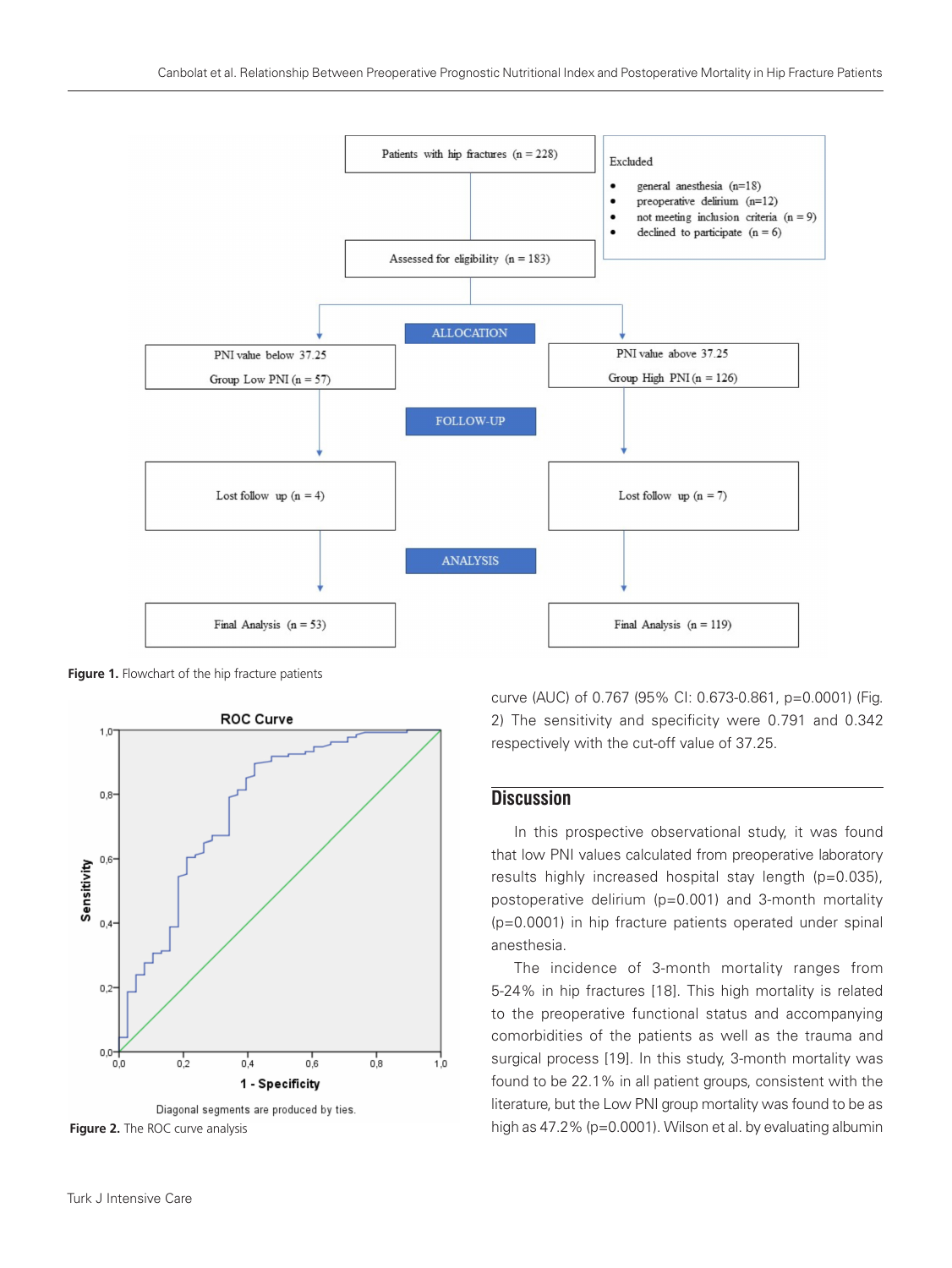Figure 1. Flowchart of the hip fracture patients

Figure 2. The ROC curve analysis

curve (AUC) of 0.767 (95% CI: 0.673-0.861, p=0.0001) (Fig. 2) The sensitivity and specificity were 0.791 and 0.342 respectively with the cut-off value of 37.25.

## Discussion

In this prospective observational study, it was found that low PNI values calculated from preoperative laboratory results highly increased hospital stay length (p=0.035), postoperative delirium (p=0.001) and 3-month mortality (p=0.0001) in hip fracture patients operated under spinal anesthesia.

The incidence of 3-month mortality ranges from 5-24% in hip fractures [18]. This high mortality is related to the preoperative functional status and accompanying comorbidities of the patients as well as the trauma and surgical process [19]. In this study, 3-month mortality was found to be 22.1% in all patient groups, consistent with the literature, but the Low PNI group mortality was found to be as high as 47.2% (p=0.0001). Wilson et al. by evaluating albumin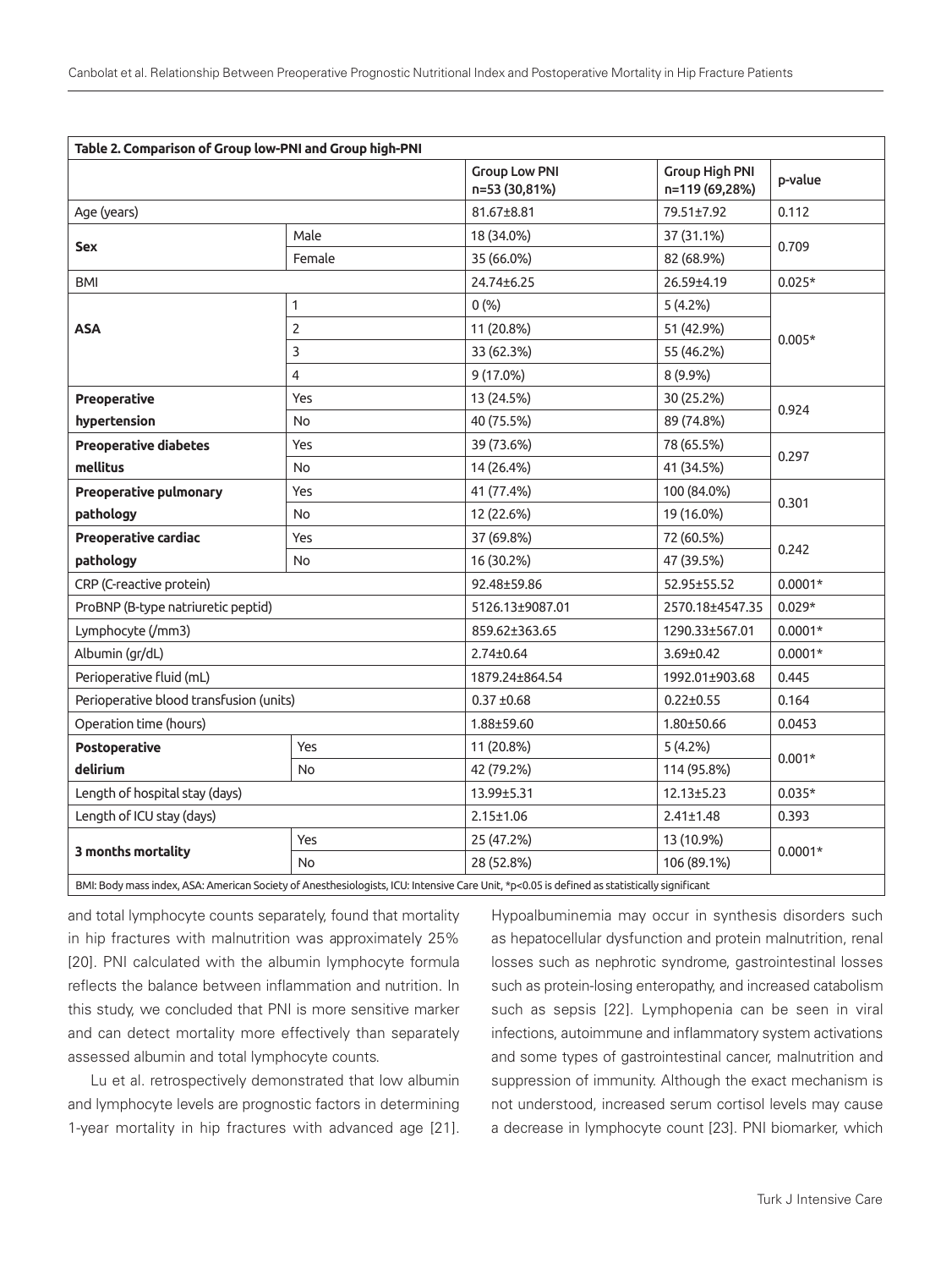| Table 2. Comparison of Group low-PNI and Group high-PNI | | | | |
|---|---|---|---|---|
| | | Group Low PNI n=53 (30,81%) | Group High PNI n=119 (69,28%) | p-value |
| Age (years) | | 81.67±8.81 | 79.51±7.92 | 0.112 |
| **Sex** | Male | 18 (34.0%) | 37 (31.1%) | 0.709 |
| | Female | 35 (66.0%) | 82 (68.9%) | |
| BMI | | 24.74±6.25 | 26.59±4.19 | 0.025* |
| **ASA** | 1 | 0 (%) | 5 (4.2%) | 0.005* |
| | 2 | 11 (20.8%) | 51 (42.9%) | |
| | 3 | 33 (62.3%) | 55 (46.2%) | |
| | 4 | 9 (17.0%) | 8 (9.9%) | |
| **Preoperative hypertension** | Yes | 13 (24.5%) | 30 (25.2%) | 0.924 |
| | No | 40 (75.5%) | 89 (74.8%) | |
| **Preoperative diabetes mellitus** | Yes | 39 (73.6%) | 78 (65.5%) | 0.297 |
| | No | 14 (26.4%) | 41 (34.5%) | |
| **Preoperative pulmonary pathology** | Yes | 41 (77.4%) | 100 (84.0%) | 0.301 |
| | No | 12 (22.6%) | 19 (16.0%) | |
| **Preoperative cardiac pathology** | Yes | 37 (69.8%) | 72 (60.5%) | 0.242 |
| | No | 16 (30.2%) | 47 (39.5%) | |
| CRP (C-reactive protein) | | 92.48±59.86 | 52.95±55.52 | 0.0001* |
| ProBNP (B-type natriuretic peptid) | | 5126.13±9087.01 | 2570.18±4547.35 | 0.029* |
| Lymphocyte (/mm3) | | 859.62±363.65 | 1290.33±567.01 | 0.0001* |
| Albumin (gr/dL) | | 2.74±0.64 | 3.69±0.42 | 0.0001* |
| Perioperative fluid (mL) | | 1879.24±864.54 | 1992.01±903.68 | 0.445 |
| Perioperative blood transfusion (units) | | 0.37 ±0.68 | 0.22±0.55 | 0.164 |
| Operation time (hours) | | 1.88±59.60 | 1.80±50.66 | 0.0453 |
| **Postoperative delirium** | Yes | 11 (20.8%) | 5 (4.2%) | 0.001* |
| | No | 42 (79.2%) | 114 (95.8%) | |
| Length of hospital stay (days) | | 13.99±5.31 | 12.13±5.23 | 0.035* |
| Length of ICU stay (days) | | 2.15±1.06 | 2.41±1.48 | 0.393 |
| **3 months mortality** | Yes | 25 (47.2%) | 13 (10.9%) | 0.0001* |
| | No | 28 (52.8%) | 106 (89.1%) | |

BMI: Body mass index, ASA: American Society of Anesthesiologists, ICU: Intensive Care Unit, *p<0.05 is defined as statistically significant

and total lymphocyte counts separately, found that mortality in hip fractures with malnutrition was approximately 25% [20]. PNI calculated with the albumin lymphocyte formula reflects the balance between inflammation and nutrition. In this study, we concluded that PNI is more sensitive marker and can detect mortality more effectively than separately assessed albumin and total lymphocyte counts.

Lu et al. retrospectively demonstrated that low albumin and lymphocyte levels are prognostic factors in determining 1-year mortality in hip fractures with advanced age [21]. Hypoalbuminemia may occur in synthesis disorders such as hepatocellular dysfunction and protein malnutrition, renal losses such as nephrotic syndrome, gastrointestinal losses such as protein-losing enteropathy, and increased catabolism such as sepsis [22]. Lymphopenia can be seen in viral infections, autoimmune and inflammatory system activations and some types of gastrointestinal cancer, malnutrition and suppression of immunity. Although the exact mechanism is not understood, increased serum cortisol levels may cause a decrease in lymphocyte count [23]. PNI biomarker, which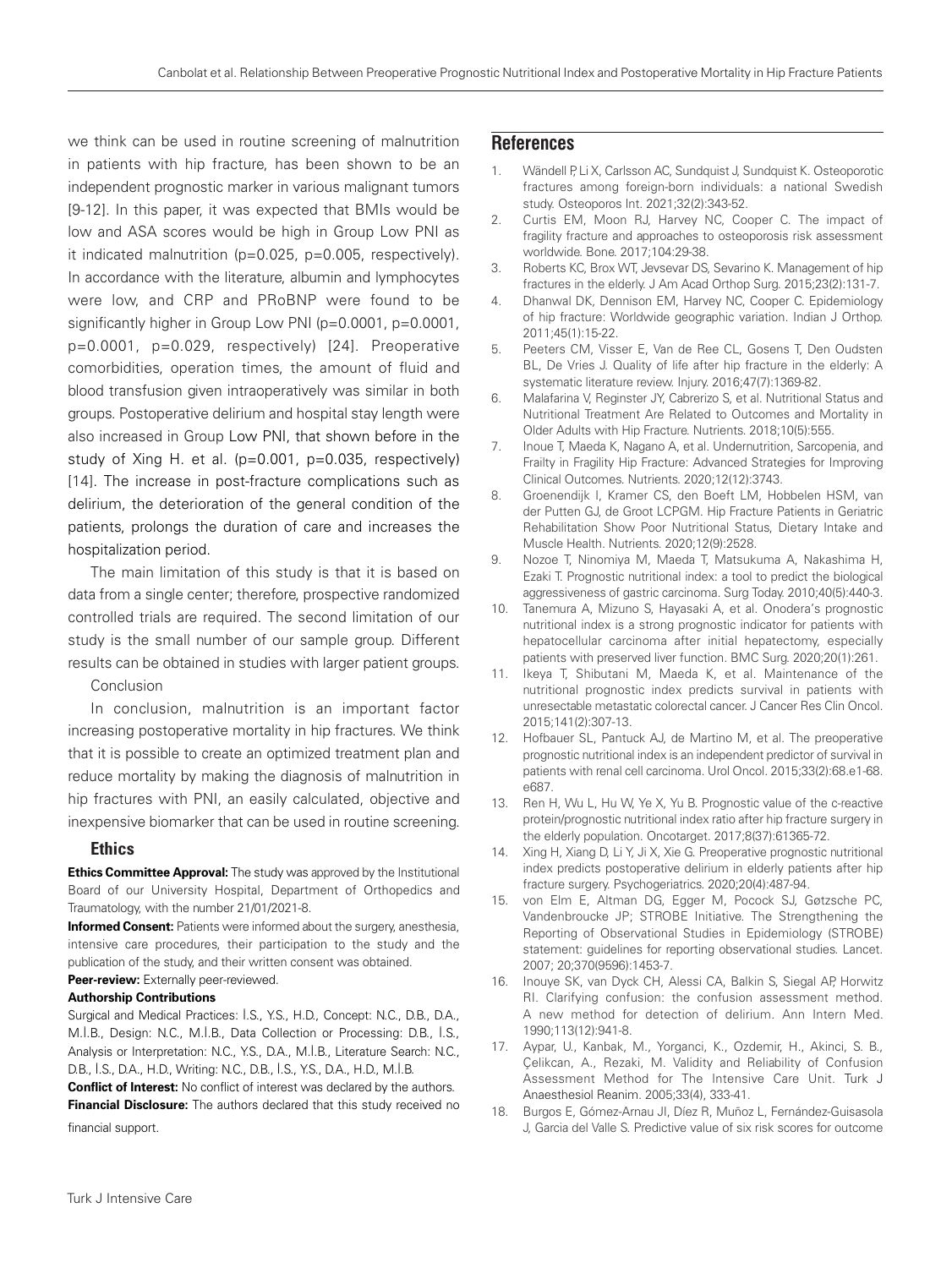we think can be used in routine screening of malnutrition in patients with hip fracture, has been shown to be an independent prognostic marker in various malignant tumors [9-12]. In this paper, it was expected that BMIs would be low and ASA scores would be high in Group Low PNI as it indicated malnutrition (p=0.025, p=0.005, respectively). In accordance with the literature, albumin and lymphocytes were low, and CRP and PRoBNP were found to be significantly higher in Group Low PNI (p=0.0001, p=0.0001, p=0.0001, p=0.029, respectively) [24]. Preoperative comorbidities, operation times, the amount of fluid and blood transfusion given intraoperatively was similar in both groups. Postoperative delirium and hospital stay length were also increased in Group Low PNI, that shown before in the study of Xing H. et al. (p=0.001, p=0.035, respectively) [14]. The increase in post-fracture complications such as delirium, the deterioration of the general condition of the patients, prolongs the duration of care and increases the hospitalization period.

The main limitation of this study is that it is based on data from a single center; therefore, prospective randomized controlled trials are required. The second limitation of our study is the small number of our sample group. Different results can be obtained in studies with larger patient groups.

Conclusion

In conclusion, malnutrition is an important factor increasing postoperative mortality in hip fractures. We think that it is possible to create an optimized treatment plan and reduce mortality by making the diagnosis of malnutrition in hip fractures with PNI, an easily calculated, objective and inexpensive biomarker that can be used in routine screening.

### Ethics

**Ethics Committee Approval:** The study was approved by the Institutional Board of our University Hospital, Department of Orthopedics and Traumatology, with the number 21/01/2021-8.

**Informed Consent:** Patients were informed about the surgery, anesthesia, intensive care procedures, their participation to the study and the publication of the study, and their written consent was obtained.

**Peer-review:** Externally peer-reviewed.

**Authorship Contributions**

Surgical and Medical Practices: İ.S., Y.S., H.D., Concept: N.C., D.B., D.A., M.İ.B., Design: N.C., M.İ.B., Data Collection or Processing: D.B., İ.S., Analysis or Interpretation: N.C., Y.S., D.A., M.İ.B., Literature Search: N.C., D.B., İ.S., D.A., H.D., Writing: N.C., D.B., İ.S., Y.S., D.A., H.D., M.İ.B.

**Conflict of Interest:** No conflict of interest was declared by the authors.

**Financial Disclosure:** The authors declared that this study received no financial support.

## References

1. Wändell P, Li X, Carlsson AC, Sundquist J, Sundquist K. Osteoporotic fractures among foreign-born individuals: a national Swedish study. Osteoporos Int. 2021;32(2):343-52.
2. Curtis EM, Moon RJ, Harvey NC, Cooper C. The impact of fragility fracture and approaches to osteoporosis risk assessment worldwide. Bone. 2017;104:29-38.
3. Roberts KC, Brox WT, Jevsevar DS, Sevarino K. Management of hip fractures in the elderly. J Am Acad Orthop Surg. 2015;23(2):131-7.
4. Dhanwal DK, Dennison EM, Harvey NC, Cooper C. Epidemiology of hip fracture: Worldwide geographic variation. Indian J Orthop. 2011;45(1):15-22.
5. Peeters CM, Visser E, Van de Ree CL, Gosens T, Den Oudsten BL, De Vries J. Quality of life after hip fracture in the elderly: A systematic literature review. Injury. 2016;47(7):1369-82.
6. Malafarina V, Reginster JY, Cabrerizo S, et al. Nutritional Status and Nutritional Treatment Are Related to Outcomes and Mortality in Older Adults with Hip Fracture. Nutrients. 2018;10(5):555.
7. Inoue T, Maeda K, Nagano A, et al. Undernutrition, Sarcopenia, and Frailty in Fragility Hip Fracture: Advanced Strategies for Improving Clinical Outcomes. Nutrients. 2020;12(12):3743.
8. Groenendijk I, Kramer CS, den Boeft LM, Hobbelen HSM, van der Putten GJ, de Groot LCPGM. Hip Fracture Patients in Geriatric Rehabilitation Show Poor Nutritional Status, Dietary Intake and Muscle Health. Nutrients. 2020;12(9):2528.
9. Nozoe T, Ninomiya M, Maeda T, Matsukuma A, Nakashima H, Ezaki T. Prognostic nutritional index: a tool to predict the biological aggressiveness of gastric carcinoma. Surg Today. 2010;40(5):440-3.
10. Tanemura A, Mizuno S, Hayasaki A, et al. Onodera's prognostic nutritional index is a strong prognostic indicator for patients with hepatocellular carcinoma after initial hepatectomy, especially patients with preserved liver function. BMC Surg. 2020;20(1):261.
11. Ikeya T, Shibutani M, Maeda K, et al. Maintenance of the nutritional prognostic index predicts survival in patients with unresectable metastatic colorectal cancer. J Cancer Res Clin Oncol. 2015;141(2):307-13.
12. Hofbauer SL, Pantuck AJ, de Martino M, et al. The preoperative prognostic nutritional index is an independent predictor of survival in patients with renal cell carcinoma. Urol Oncol. 2015;33(2):68.e1-68.e687.
13. Ren H, Wu L, Hu W, Ye X, Yu B. Prognostic value of the c-reactive protein/prognostic nutritional index ratio after hip fracture surgery in the elderly population. Oncotarget. 2017;8(37):61365-72.
14. Xing H, Xiang D, Li Y, Ji X, Xie G. Preoperative prognostic nutritional index predicts postoperative delirium in elderly patients after hip fracture surgery. Psychogeriatrics. 2020;20(4):487-94.
15. von Elm E, Altman DG, Egger M, Pocock SJ, Gøtzsche PC, Vandenbroucke JP; STROBE Initiative. The Strengthening the Reporting of Observational Studies in Epidemiology (STROBE) statement: guidelines for reporting observational studies. Lancet. 2007; 20;370(9596):1453-7.
16. Inouye SK, van Dyck CH, Alessi CA, Balkin S, Siegal AP, Horwitz RI. Clarifying confusion: the confusion assessment method. A new method for detection of delirium. Ann Intern Med. 1990;113(12):941-8.
17. Aypar, U., Kanbak, M., Yorganci, K., Ozdemir, H., Akinci, S. B., Çelikcan, A., Rezaki, M. Validity and Reliability of Confusion Assessment Method for The Intensive Care Unit. Turk J Anaesthesiol Reanim. 2005;33(4), 333-41.
18. Burgos E, Gómez-Arnau JI, Díez R, Muñoz L, Fernández-Guisasola J, Garcia del Valle S. Predictive value of six risk scores for outcome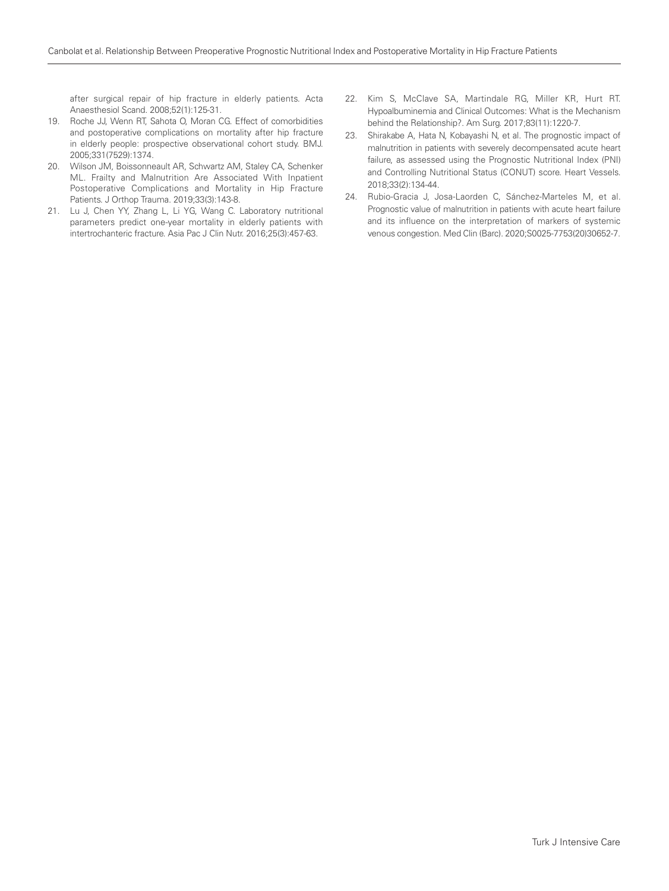after surgical repair of hip fracture in elderly patients. Acta Anaesthesiol Scand. 2008;52(1):125-31.

19. Roche JJ, Wenn RT, Sahota O, Moran CG. Effect of comorbidities and postoperative complications on mortality after hip fracture in elderly people: prospective observational cohort study. BMJ. 2005;331(7529):1374.
20. Wilson JM, Boissonneault AR, Schwartz AM, Staley CA, Schenker ML. Frailty and Malnutrition Are Associated With Inpatient Postoperative Complications and Mortality in Hip Fracture Patients. J Orthop Trauma. 2019;33(3):143-8.
21. Lu J, Chen YY, Zhang L, Li YG, Wang C. Laboratory nutritional parameters predict one-year mortality in elderly patients with intertrochanteric fracture. Asia Pac J Clin Nutr. 2016;25(3):457-63.
22. Kim S, McClave SA, Martindale RG, Miller KR, Hurt RT. Hypoalbuminemia and Clinical Outcomes: What is the Mechanism behind the Relationship?. Am Surg. 2017;83(11):1220-7.
23. Shirakabe A, Hata N, Kobayashi N, et al. The prognostic impact of malnutrition in patients with severely decompensated acute heart failure, as assessed using the Prognostic Nutritional Index (PNI) and Controlling Nutritional Status (CONUT) score. Heart Vessels. 2018;33(2):134-44.
24. Rubio-Gracia J, Josa-Laorden C, Sánchez-Marteles M, et al. Prognostic value of malnutrition in patients with acute heart failure and its influence on the interpretation of markers of systemic venous congestion. Med Clin (Barc). 2020;S0025-7753(20)30652-7.